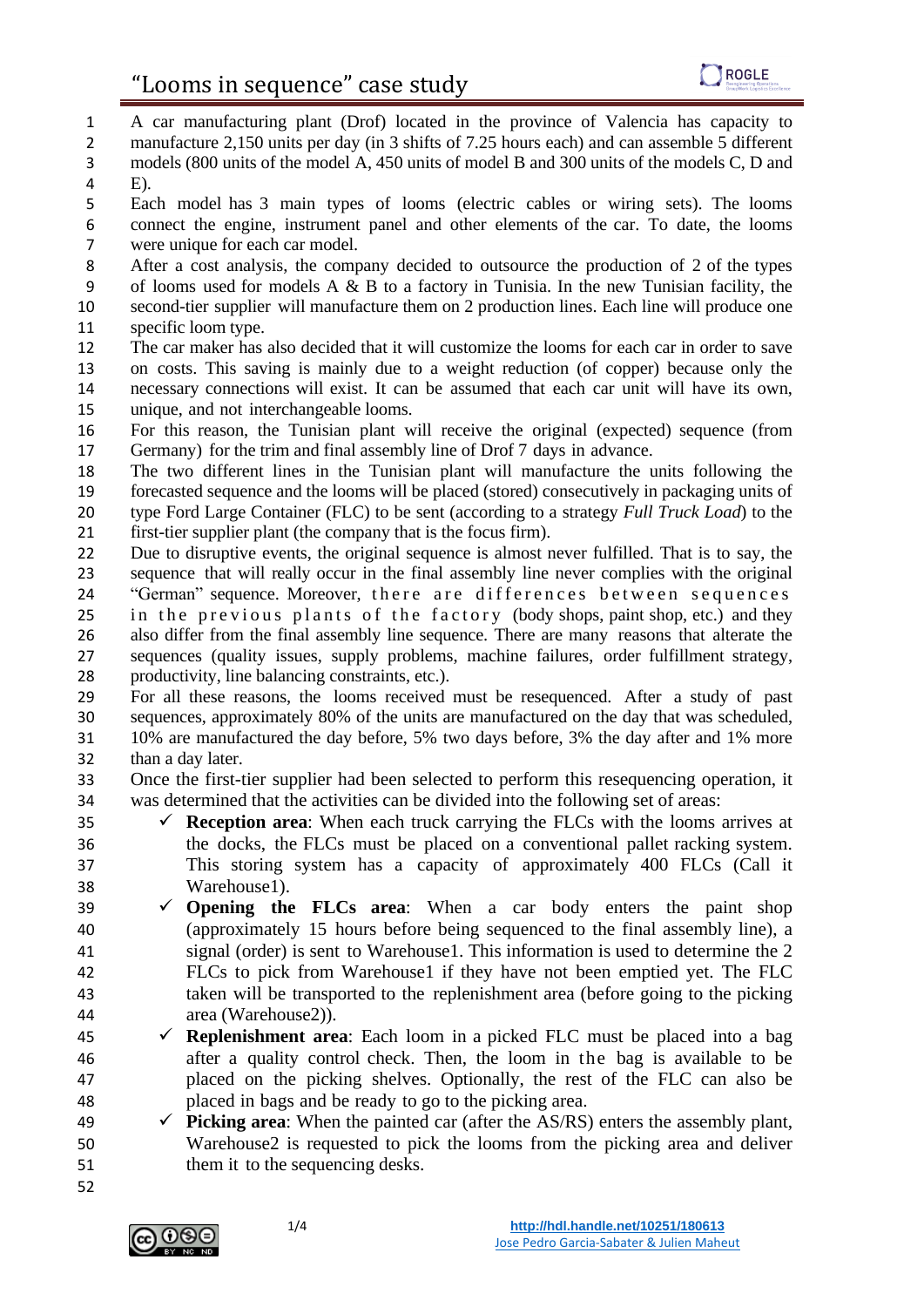# "Looms in sequence" case study

A car manufacturing plant (Drof) located in the province of Valencia has capacity to manufacture 2,150 units per day (in 3 shifts of 7.25 hours each) and can assemble 5 different models (800 units of the model A, 450 units of model B and 300 units of the models C, D and E).

Each model has 3 main types of looms (electric cables or wiring sets). The looms connect the engine, instrument panel and other elements of the car. To date, the looms were unique for each car model.

After a cost analysis, the company decided to outsource the production of 2 of the types of looms used for models A & B to a factory in Tunisia. In the new Tunisian facility, the second-tier supplier will manufacture them on 2 production lines. Each line will produce one specific loom type.

The car maker has also decided that it will customize the looms for each car in order to save on costs. This saving is mainly due to a weight reduction (of copper) because only the necessary connections will exist. It can be assumed that each car unit will have its own, unique, and not interchangeable looms.

For this reason, the Tunisian plant will receive the original (expected) sequence (from Germany) for the trim and final assembly line of Drof 7 days in advance.

The two different lines in the Tunisian plant will manufacture the units following the forecasted sequence and the looms will be placed (stored) consecutively in packaging units of type Ford Large Container (FLC) to be sent (according to a strategy *Full Truck Load*) to the first-tier supplier plant (the company that is the focus firm).

Due to disruptive events, the original sequence is almost never fulfilled. That is to say, the sequence that will really occur in the final assembly line never complies with the original "German" sequence. Moreover, there are differences between sequences in the previous plants of the factory (body shops, paint shop, etc.) and they also differ from the final assembly line sequence. There are many reasons that alterate the sequences (quality issues, supply problems, machine failures, order fulfillment strategy, productivity, line balancing constraints, etc.).

For all these reasons, the looms received must be resequenced. After a study of past sequences, approximately 80% of the units are manufactured on the day that was scheduled, 10% are manufactured the day before, 5% two days before, 3% the day after and 1% more than a day later.

Once the first-tier supplier had been selected to perform this resequencing operation, it was determined that the activities can be divided into the following set of areas:

- ✓ **Reception area**: When each truck carrying the FLCs with the looms arrives at the docks, the FLCs must be placed on a conventional pallet racking system. This storing system has a capacity of approximately 400 FLCs (Call it Warehouse1).
- ✓ **Opening the FLCs area**: When a car body enters the paint shop (approximately 15 hours before being sequenced to the final assembly line), a signal (order) is sent to Warehouse1. This information is used to determine the 2 FLCs to pick from Warehouse1 if they have not been emptied yet. The FLC taken will be transported to the replenishment area (before going to the picking area (Warehouse2)).
- ✓ **Replenishment area**: Each loom in a picked FLC must be placed into a bag after a quality control check. Then, the loom in the bag is available to be placed on the picking shelves. Optionally, the rest of the FLC can also be placed in bags and be ready to go to the picking area.
- ✓ **Picking area**: When the painted car (after the AS/RS) enters the assembly plant, Warehouse2 is requested to pick the looms from the picking area and deliver them it to the sequencing desks.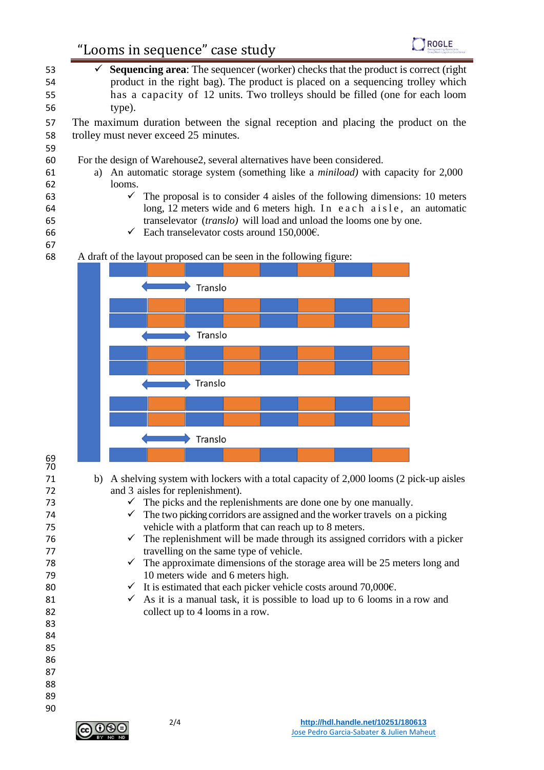- ✓ **Sequencing area**: The sequencer (worker) checks that the product is correct (right product in the right bag). The product is placed on a sequencing trolley which has a capacity of 12 units. Two trolleys should be filled (one for each loom type).

The maximum duration between the signal reception and placing the product on the trolley must never exceed 25 minutes.

For the design of Warehouse2, several alternatives have been considered.

a) An automatic storage system (something like a *miniload)* with capacity for 2,000 looms.
   - ✓ The proposal is to consider 4 aisles of the following dimensions: 10 meters long, 12 meters wide and 6 meters high. In each aisle, an automatic transelevator (*translo)* will load and unload the looms one by one.
   - ✓ Each transelevator costs around 150,000€.

A draft of the layout proposed can be seen in the following figure:

Translo

Translo

Translo

Translo

b) A shelving system with lockers with a total capacity of 2,000 looms (2 pick-up aisles and 3 aisles for replenishment).
   - ✓ The picks and the replenishments are done one by one manually.
   - ✓ The two picking corridors are assigned and the worker travels on a picking vehicle with a platform that can reach up to 8 meters.
   - ✓ The replenishment will be made through its assigned corridors with a picker travelling on the same type of vehicle.
   - ✓ The approximate dimensions of the storage area will be 25 meters long and 10 meters wide and 6 meters high.
   - ✓ It is estimated that each picker vehicle costs around 70,000€.
   - ✓ As it is a manual task, it is possible to load up to 6 looms in a row and collect up to 4 looms in a row.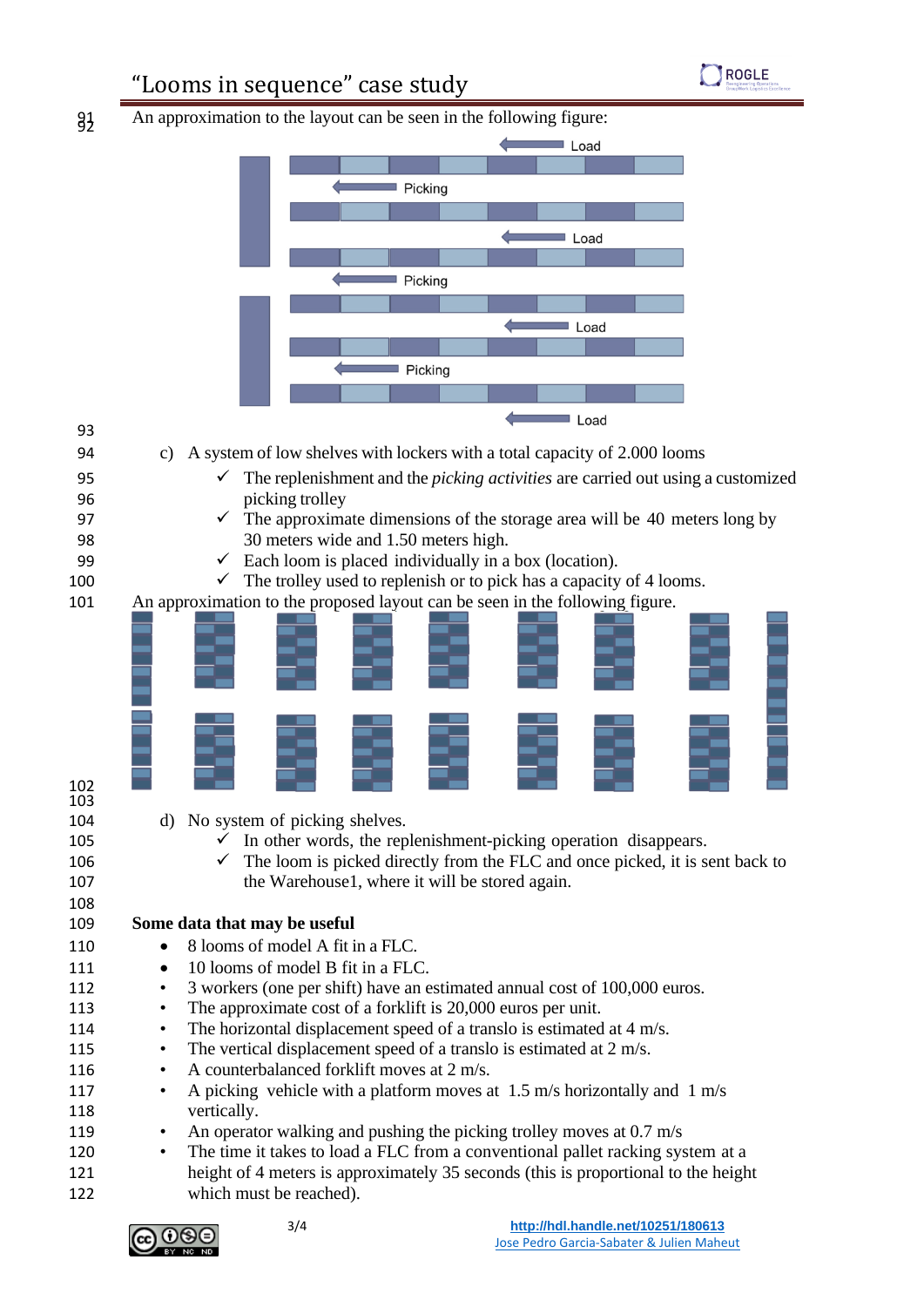An approximation to the layout can be seen in the following figure:

c) A system of low shelves with lockers with a total capacity of 2.000 looms

- ✓ The replenishment and the *picking activities* are carried out using a customized picking trolley
- ✓ The approximate dimensions of the storage area will be 40 meters long by 30 meters wide and 1.50 meters high.
- ✓ Each loom is placed individually in a box (location).
- ✓ The trolley used to replenish or to pick has a capacity of 4 looms.

An approximation to the proposed layout can be seen in the following figure.

d) No system of picking shelves.

- ✓ In other words, the replenishment-picking operation disappears.
- ✓ The loom is picked directly from the FLC and once picked, it is sent back to the Warehouse1, where it will be stored again.

**Some data that may be useful**

- 8 looms of model A fit in a FLC.
- 10 looms of model B fit in a FLC.
- 3 workers (one per shift) have an estimated annual cost of 100,000 euros.
- The approximate cost of a forklift is 20,000 euros per unit.
- The horizontal displacement speed of a translo is estimated at 4 m/s.
- The vertical displacement speed of a translo is estimated at 2 m/s.
- A counterbalanced forklift moves at 2 m/s.
- A picking vehicle with a platform moves at 1.5 m/s horizontally and 1 m/s vertically.
- An operator walking and pushing the picking trolley moves at 0.7 m/s
- The time it takes to load a FLC from a conventional pallet racking system at a height of 4 meters is approximately 35 seconds (this is proportional to the height which must be reached).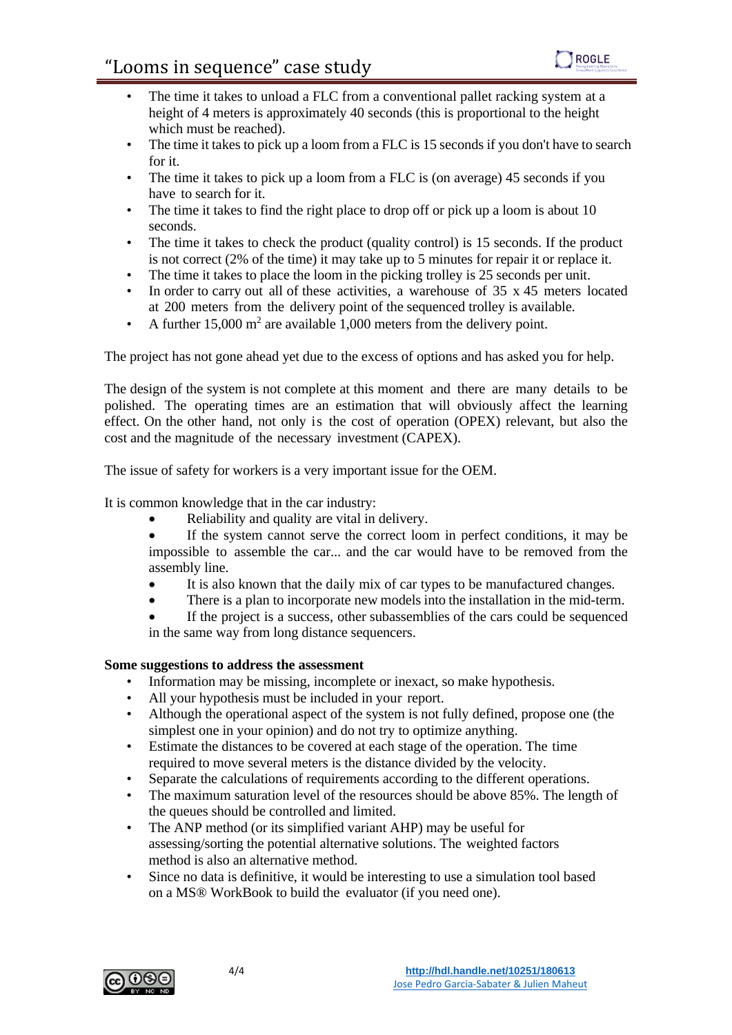- The time it takes to unload a FLC from a conventional pallet racking system at a height of 4 meters is approximately 40 seconds (this is proportional to the height which must be reached).
- The time it takes to pick up a loom from a FLC is 15 seconds if you don't have to search for it.
- The time it takes to pick up a loom from a FLC is (on average) 45 seconds if you have to search for it.
- The time it takes to find the right place to drop off or pick up a loom is about 10 seconds.
- The time it takes to check the product (quality control) is 15 seconds. If the product is not correct (2% of the time) it may take up to 5 minutes for repair it or replace it.
- The time it takes to place the loom in the picking trolley is 25 seconds per unit.
- In order to carry out all of these activities, a warehouse of 35 x 45 meters located at 200 meters from the delivery point of the sequenced trolley is available.
- A further 15,000 $m^2$ are available 1,000 meters from the delivery point.

The project has not gone ahead yet due to the excess of options and has asked you for help.

The design of the system is not complete at this moment and there are many details to be polished. The operating times are an estimation that will obviously affect the learning effect. On the other hand, not only is the cost of operation (OPEX) relevant, but also the cost and the magnitude of the necessary investment (CAPEX).

The issue of safety for workers is a very important issue for the OEM.

It is common knowledge that in the car industry:

- Reliability and quality are vital in delivery.
- If the system cannot serve the correct loom in perfect conditions, it may be impossible to assemble the car... and the car would have to be removed from the assembly line.
- It is also known that the daily mix of car types to be manufactured changes.
- There is a plan to incorporate new models into the installation in the mid-term.
- If the project is a success, other subassemblies of the cars could be sequenced in the same way from long distance sequencers.

**Some suggestions to address the assessment**

- Information may be missing, incomplete or inexact, so make hypothesis.
- All your hypothesis must be included in your report.
- Although the operational aspect of the system is not fully defined, propose one (the simplest one in your opinion) and do not try to optimize anything.
- Estimate the distances to be covered at each stage of the operation. The time required to move several meters is the distance divided by the velocity.
- Separate the calculations of requirements according to the different operations.
- The maximum saturation level of the resources should be above 85%. The length of the queues should be controlled and limited.
- The ANP method (or its simplified variant AHP) may be useful for assessing/sorting the potential alternative solutions. The weighted factors method is also an alternative method.
- Since no data is definitive, it would be interesting to use a simulation tool based on a MS® WorkBook to build the evaluator (if you need one).

http://hdl.handle.net/10251/180613
Jose Pedro Garcia-Sabater & Julien Maheut